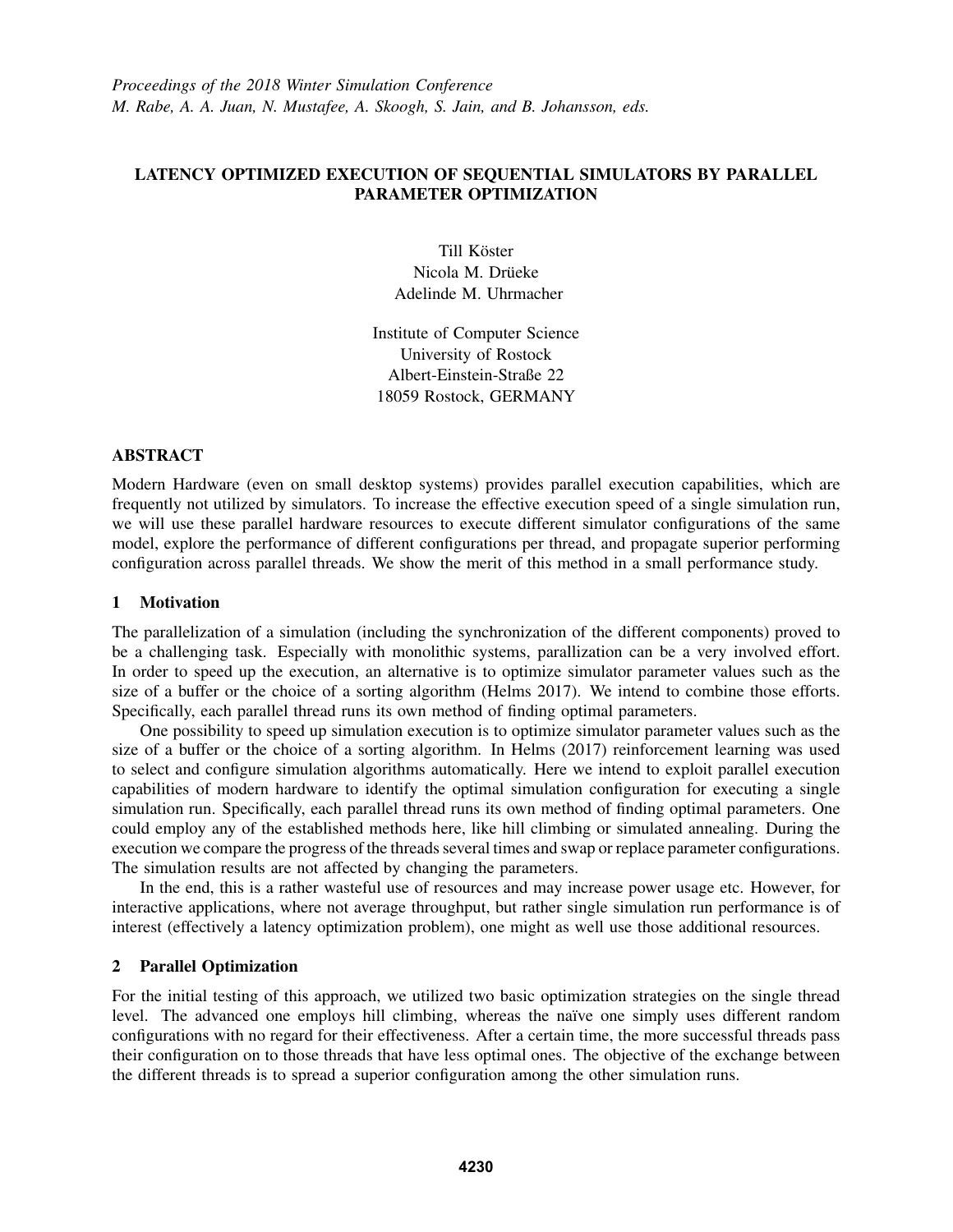*Proceedings of the 2018 Winter Simulation Conference*
*M. Rabe, A. A. Juan, N. Mustafee, A. Skoogh, S. Jain, and B. Johansson, eds.*

# LATENCY OPTIMIZED EXECUTION OF SEQUENTIAL SIMULATORS BY PARALLEL PARAMETER OPTIMIZATION

Till Köster
Nicola M. Drüeke
Adelinde M. Uhrmacher

Institute of Computer Science
University of Rostock
Albert-Einstein-Straße 22
18059 Rostock, GERMANY

## ABSTRACT

Modern Hardware (even on small desktop systems) provides parallel execution capabilities, which are frequently not utilized by simulators. To increase the effective execution speed of a single simulation run, we will use these parallel hardware resources to execute different simulator configurations of the same model, explore the performance of different configurations per thread, and propagate superior performing configuration across parallel threads. We show the merit of this method in a small performance study.

## 1 Motivation

The parallelization of a simulation (including the synchronization of the different components) proved to be a challenging task. Especially with monolithic systems, parallization can be a very involved effort. In order to speed up the execution, an alternative is to optimize simulator parameter values such as the size of a buffer or the choice of a sorting algorithm (Helms 2017). We intend to combine those efforts. Specifically, each parallel thread runs its own method of finding optimal parameters.

One possibility to speed up simulation execution is to optimize simulator parameter values such as the size of a buffer or the choice of a sorting algorithm. In Helms (2017) reinforcement learning was used to select and configure simulation algorithms automatically. Here we intend to exploit parallel execution capabilities of modern hardware to identify the optimal simulation configuration for executing a single simulation run. Specifically, each parallel thread runs its own method of finding optimal parameters. One could employ any of the established methods here, like hill climbing or simulated annealing. During the execution we compare the progress of the threads several times and swap or replace parameter configurations. The simulation results are not affected by changing the parameters.

In the end, this is a rather wasteful use of resources and may increase power usage etc. However, for interactive applications, where not average throughput, but rather single simulation run performance is of interest (effectively a latency optimization problem), one might as well use those additional resources.

## 2 Parallel Optimization

For the initial testing of this approach, we utilized two basic optimization strategies on the single thread level. The advanced one employs hill climbing, whereas the naïve one simply uses different random configurations with no regard for their effectiveness. After a certain time, the more successful threads pass their configuration on to those threads that have less optimal ones. The objective of the exchange between the different threads is to spread a superior configuration among the other simulation runs.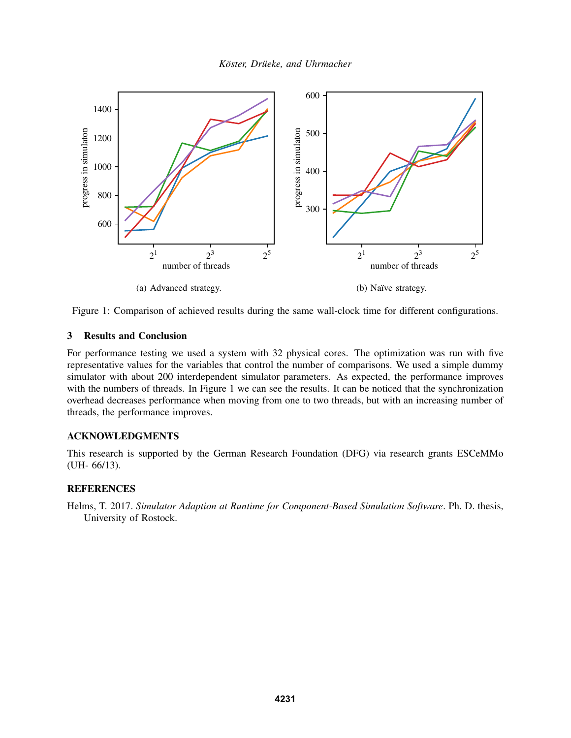progress in simulaton

1400

1200

1000

800

600

$2^1$

$2^3$

$2^5$

number of threads

(a) Advanced strategy.

progress in simulaton

600

500

400

300

$2^1$

$2^3$

$2^5$

number of threads

(b) Naïve strategy.

Figure 1: Comparison of achieved results during the same wall-clock time for different configurations.

## 3 Results and Conclusion

For performance testing we used a system with 32 physical cores. The optimization was run with five representative values for the variables that control the number of comparisons. We used a simple dummy simulator with about 200 interdependent simulator parameters. As expected, the performance improves with the numbers of threads. In Figure 1 we can see the results. It can be noticed that the synchronization overhead decreases performance when moving from one to two threads, but with an increasing number of threads, the performance improves.

## ACKNOWLEDGMENTS

This research is supported by the German Research Foundation (DFG) via research grants ESCeMMo (UH- 66/13).

## REFERENCES

Helms, T. 2017. *Simulator Adaption at Runtime for Component-Based Simulation Software*. Ph. D. thesis, University of Rostock.